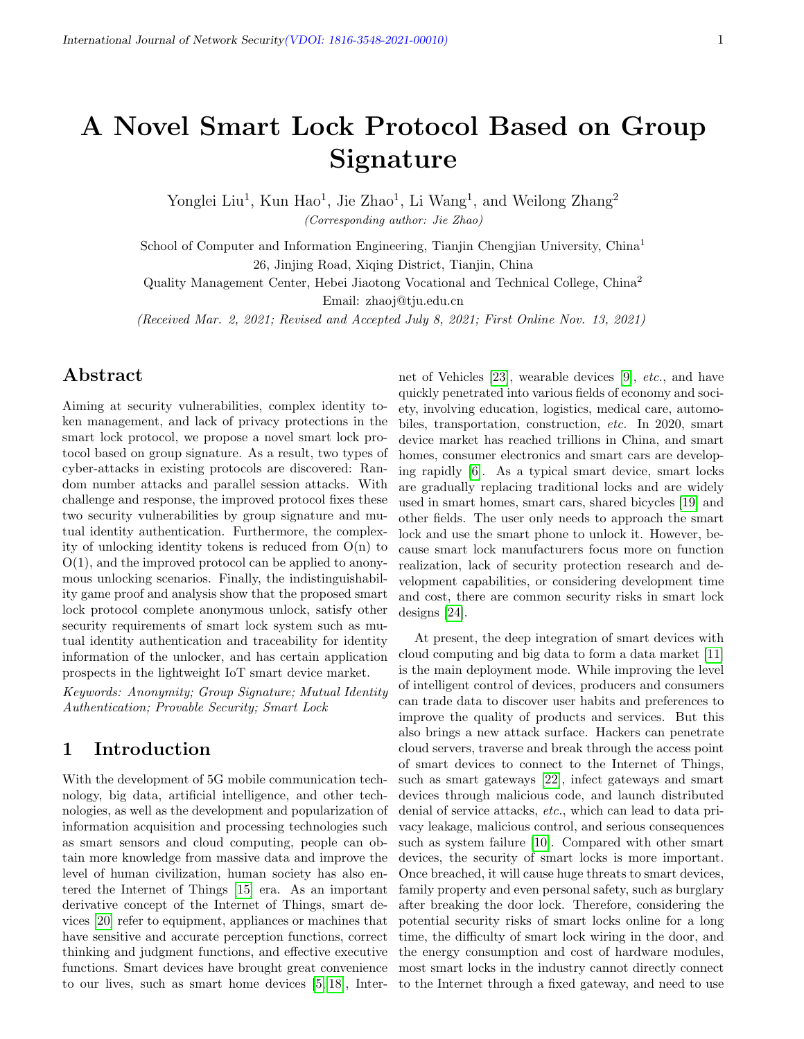# A Novel Smart Lock Protocol Based on Group Signature

Yonglei Liu[1], Kun Hao[1], Jie Zhao[1], Li Wang[1], and Weilong Zhang[2]

*(Corresponding author: Jie Zhao)*

School of Computer and Information Engineering, Tianjin Chengjian University, China[1]

26, Jinjing Road, Xiqing District, Tianjin, China

Quality Management Center, Hebei Jiaotong Vocational and Technical College, China[2]

Email: zhaoj@tju.edu.cn

*(Received Mar. 2, 2021; Revised and Accepted July 8, 2021; First Online Nov. 13, 2021)*

## Abstract

Aiming at security vulnerabilities, complex identity token management, and lack of privacy protections in the smart lock protocol, we propose a novel smart lock protocol based on group signature. As a result, two types of cyber-attacks in existing protocols are discovered: Random number attacks and parallel session attacks. With challenge and response, the improved protocol fixes these two security vulnerabilities by group signature and mutual identity authentication. Furthermore, the complexity of unlocking identity tokens is reduced from O(n) to O(1), and the improved protocol can be applied to anonymous unlocking scenarios. Finally, the indistinguishability game proof and analysis show that the proposed smart lock protocol complete anonymous unlock, satisfy other security requirements of smart lock system such as mutual identity authentication and traceability for identity information of the unlocker, and has certain application prospects in the lightweight IoT smart device market.

*Keywords: Anonymity; Group Signature; Mutual Identity Authentication; Provable Security; Smart Lock*

## 1 Introduction

With the development of 5G mobile communication technology, big data, artificial intelligence, and other technologies, as well as the development and popularization of information acquisition and processing technologies such as smart sensors and cloud computing, people can obtain more knowledge from massive data and improve the level of human civilization, human society has also entered the Internet of Things [15] era. As an important derivative concept of the Internet of Things, smart devices [20] refer to equipment, appliances or machines that have sensitive and accurate perception functions, correct thinking and judgment functions, and effective executive functions. Smart devices have brought great convenience to our lives, such as smart home devices [5, 18], Internet of Vehicles [23], wearable devices [9], *etc.*, and have quickly penetrated into various fields of economy and society, involving education, logistics, medical care, automobiles, transportation, construction, *etc.* In 2020, smart device market has reached trillions in China, and smart homes, consumer electronics and smart cars are developing rapidly [6]. As a typical smart device, smart locks are gradually replacing traditional locks and are widely used in smart homes, smart cars, shared bicycles [19] and other fields. The user only needs to approach the smart lock and use the smart phone to unlock it. However, because smart lock manufacturers focus more on function realization, lack of security protection research and development capabilities, or considering development time and cost, there are common security risks in smart lock designs [24].

At present, the deep integration of smart devices with cloud computing and big data to form a data market [11] is the main deployment mode. While improving the level of intelligent control of devices, producers and consumers can trade data to discover user habits and preferences to improve the quality of products and services. But this also brings a new attack surface. Hackers can penetrate cloud servers, traverse and break through the access point of smart devices to connect to the Internet of Things, such as smart gateways [22], infect gateways and smart devices through malicious code, and launch distributed denial of service attacks, *etc.*, which can lead to data privacy leakage, malicious control, and serious consequences such as system failure [10]. Compared with other smart devices, the security of smart locks is more important. Once breached, it will cause huge threats to smart devices, family property and even personal safety, such as burglary after breaking the door lock. Therefore, considering the potential security risks of smart locks online for a long time, the difficulty of smart lock wiring in the door, and the energy consumption and cost of hardware modules, most smart locks in the industry cannot directly connect to the Internet through a fixed gateway, and need to use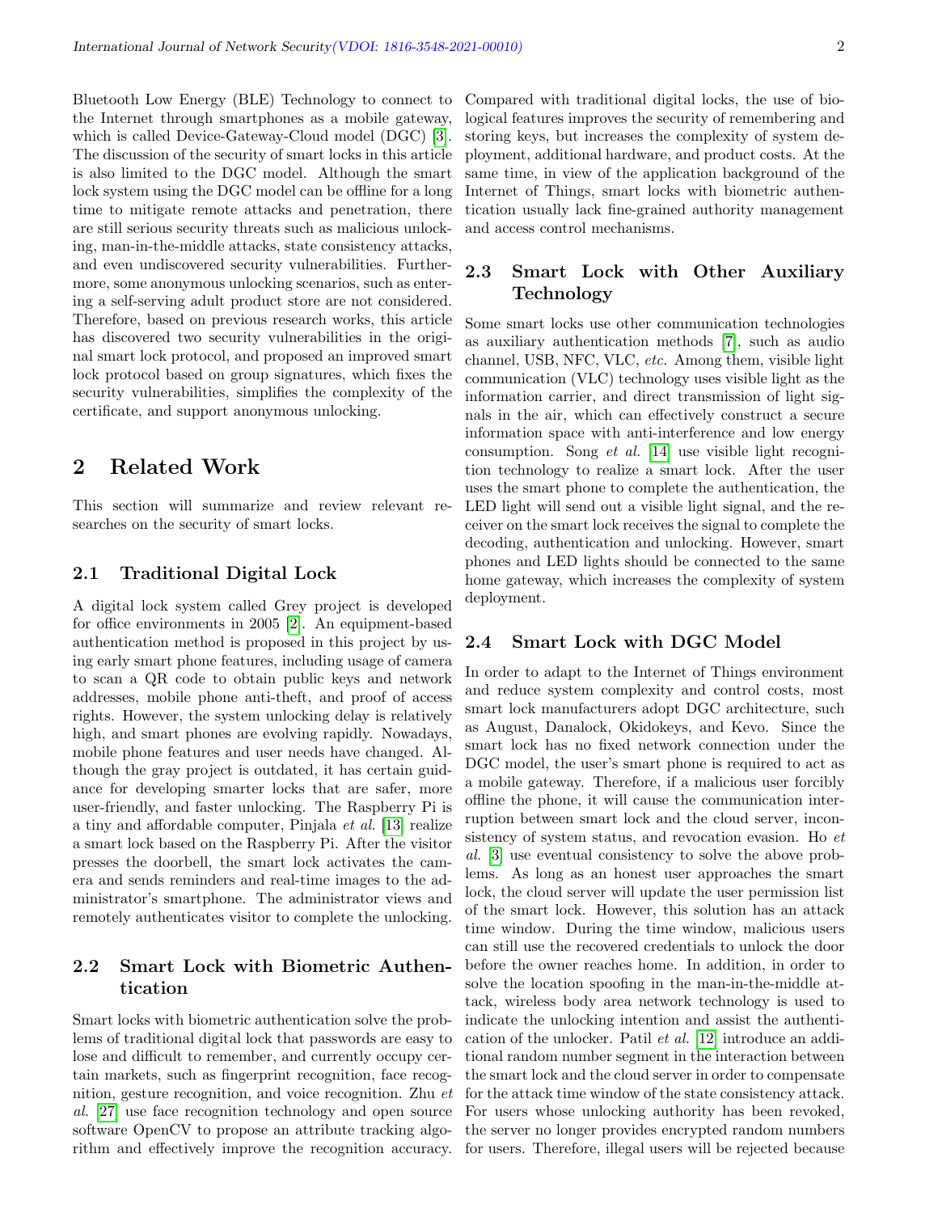Bluetooth Low Energy (BLE) Technology to connect to the Internet through smartphones as a mobile gateway, which is called Device-Gateway-Cloud model (DGC) [3]. The discussion of the security of smart locks in this article is also limited to the DGC model. Although the smart lock system using the DGC model can be offline for a long time to mitigate remote attacks and penetration, there are still serious security threats such as malicious unlocking, man-in-the-middle attacks, state consistency attacks, and even undiscovered security vulnerabilities. Furthermore, some anonymous unlocking scenarios, such as entering a self-serving adult product store are not considered. Therefore, based on previous research works, this article has discovered two security vulnerabilities in the original smart lock protocol, and proposed an improved smart lock protocol based on group signatures, which fixes the security vulnerabilities, simplifies the complexity of the certificate, and support anonymous unlocking.

# 2 Related Work

This section will summarize and review relevant researches on the security of smart locks.

## 2.1 Traditional Digital Lock

A digital lock system called Grey project is developed for office environments in 2005 [2]. An equipment-based authentication method is proposed in this project by using early smart phone features, including usage of camera to scan a QR code to obtain public keys and network addresses, mobile phone anti-theft, and proof of access rights. However, the system unlocking delay is relatively high, and smart phones are evolving rapidly. Nowadays, mobile phone features and user needs have changed. Although the gray project is outdated, it has certain guidance for developing smarter locks that are safer, more user-friendly, and faster unlocking. The Raspberry Pi is a tiny and affordable computer, Pinjala *et al.* [13] realize a smart lock based on the Raspberry Pi. After the visitor presses the doorbell, the smart lock activates the camera and sends reminders and real-time images to the administrator's smartphone. The administrator views and remotely authenticates visitor to complete the unlocking.

## 2.2 Smart Lock with Biometric Authentication

Smart locks with biometric authentication solve the problems of traditional digital lock that passwords are easy to lose and difficult to remember, and currently occupy certain markets, such as fingerprint recognition, face recognition, gesture recognition, and voice recognition. Zhu *et al.* [27] use face recognition technology and open source software OpenCV to propose an attribute tracking algorithm and effectively improve the recognition accuracy. Compared with traditional digital locks, the use of biological features improves the security of remembering and storing keys, but increases the complexity of system deployment, additional hardware, and product costs. At the same time, in view of the application background of the Internet of Things, smart locks with biometric authentication usually lack fine-grained authority management and access control mechanisms.

## 2.3 Smart Lock with Other Auxiliary Technology

Some smart locks use other communication technologies as auxiliary authentication methods [7], such as audio channel, USB, NFC, VLC, *etc.* Among them, visible light communication (VLC) technology uses visible light as the information carrier, and direct transmission of light signals in the air, which can effectively construct a secure information space with anti-interference and low energy consumption. Song *et al.* [14] use visible light recognition technology to realize a smart lock. After the user uses the smart phone to complete the authentication, the LED light will send out a visible light signal, and the receiver on the smart lock receives the signal to complete the decoding, authentication and unlocking. However, smart phones and LED lights should be connected to the same home gateway, which increases the complexity of system deployment.

## 2.4 Smart Lock with DGC Model

In order to adapt to the Internet of Things environment and reduce system complexity and control costs, most smart lock manufacturers adopt DGC architecture, such as August, Danalock, Okidokeys, and Kevo. Since the smart lock has no fixed network connection under the DGC model, the user's smart phone is required to act as a mobile gateway. Therefore, if a malicious user forcibly offline the phone, it will cause the communication interruption between smart lock and the cloud server, inconsistency of system status, and revocation evasion. Ho *et al.* [3] use eventual consistency to solve the above problems. As long as an honest user approaches the smart lock, the cloud server will update the user permission list of the smart lock. However, this solution has an attack time window. During the time window, malicious users can still use the recovered credentials to unlock the door before the owner reaches home. In addition, in order to solve the location spoofing in the man-in-the-middle attack, wireless body area network technology is used to indicate the unlocking intention and assist the authentication of the unlocker. Patil *et al.* [12] introduce an additional random number segment in the interaction between the smart lock and the cloud server in order to compensate for the attack time window of the state consistency attack. For users whose unlocking authority has been revoked, the server no longer provides encrypted random numbers for users. Therefore, illegal users will be rejected because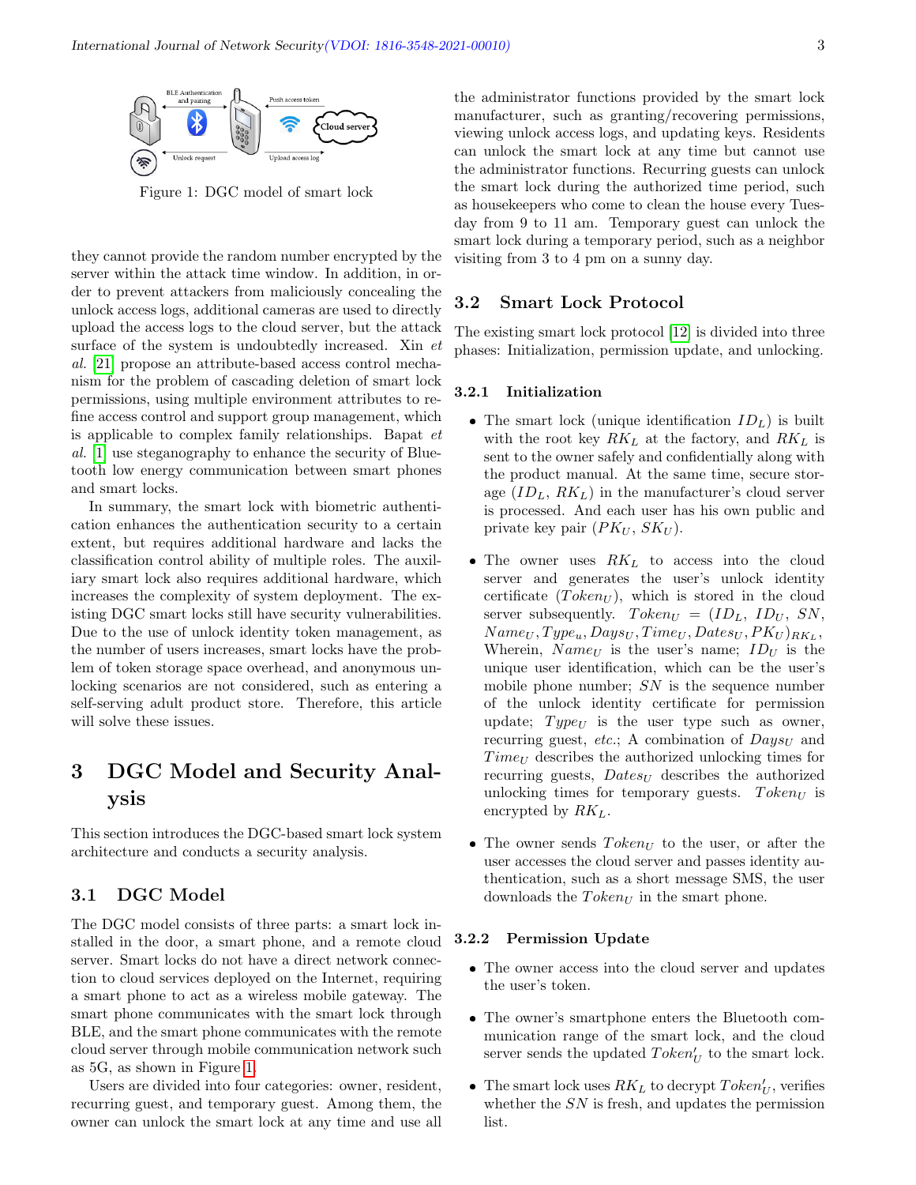Figure 1: DGC model of smart lock

they cannot provide the random number encrypted by the server within the attack time window. In addition, in order to prevent attackers from maliciously concealing the unlock access logs, additional cameras are used to directly upload the access logs to the cloud server, but the attack surface of the system is undoubtedly increased. Xin *et al.* [21] propose an attribute-based access control mechanism for the problem of cascading deletion of smart lock permissions, using multiple environment attributes to refine access control and support group management, which is applicable to complex family relationships. Bapat *et al.* [1] use steganography to enhance the security of Bluetooth low energy communication between smart phones and smart locks.

In summary, the smart lock with biometric authentication enhances the authentication security to a certain extent, but requires additional hardware and lacks the classification control ability of multiple roles. The auxiliary smart lock also requires additional hardware, which increases the complexity of system deployment. The existing DGC smart locks still have security vulnerabilities. Due to the use of unlock identity token management, as the number of users increases, smart locks have the problem of token storage space overhead, and anonymous unlocking scenarios are not considered, such as entering a self-serving adult product store. Therefore, this article will solve these issues.

# 3 DGC Model and Security Analysis

This section introduces the DGC-based smart lock system architecture and conducts a security analysis.

## 3.1 DGC Model

The DGC model consists of three parts: a smart lock installed in the door, a smart phone, and a remote cloud server. Smart locks do not have a direct network connection to cloud services deployed on the Internet, requiring a smart phone to act as a wireless mobile gateway. The smart phone communicates with the smart lock through BLE, and the smart phone communicates with the remote cloud server through mobile communication network such as 5G, as shown in Figure 1.

Users are divided into four categories: owner, resident, recurring guest, and temporary guest. Among them, the owner can unlock the smart lock at any time and use all the administrator functions provided by the smart lock manufacturer, such as granting/recovering permissions, viewing unlock access logs, and updating keys. Residents can unlock the smart lock at any time but cannot use the administrator functions. Recurring guests can unlock the smart lock during the authorized time period, such as housekeepers who come to clean the house every Tuesday from 9 to 11 am. Temporary guest can unlock the smart lock during a temporary period, such as a neighbor visiting from 3 to 4 pm on a sunny day.

## 3.2 Smart Lock Protocol

The existing smart lock protocol [12] is divided into three phases: Initialization, permission update, and unlocking.

### 3.2.1 Initialization

- The smart lock (unique identification $ID_L$) is built with the root key $RK_L$ at the factory, and $RK_L$ is sent to the owner safely and confidentially along with the product manual. At the same time, secure storage ($ID_L$, $RK_L$) in the manufacturer's cloud server is processed. And each user has his own public and private key pair ($PK_U$, $SK_U$).

- The owner uses $RK_L$ to access into the cloud server and generates the user's unlock identity certificate ($Token_U$), which is stored in the cloud server subsequently. $Token_U = (ID_L, ID_U, SN, Name_U, Type_u, Days_U, Time_U, Dates_U, PK_U)_{RK_L}$, Wherein, $Name_U$ is the user's name; $ID_U$ is the unique user identification, which can be the user's mobile phone number; $SN$ is the sequence number of the unlock identity certificate for permission update; $Type_U$ is the user type such as owner, recurring guest, *etc.*; A combination of $Days_U$ and $Time_U$ describes the authorized unlocking times for recurring guests, $Dates_U$ describes the authorized unlocking times for temporary guests. $Token_U$ is encrypted by $RK_L$.

- The owner sends $Token_U$ to the user, or after the user accesses the cloud server and passes identity authentication, such as a short message SMS, the user downloads the $Token_U$ in the smart phone.

### 3.2.2 Permission Update

- The owner access into the cloud server and updates the user's token.

- The owner's smartphone enters the Bluetooth communication range of the smart lock, and the cloud server sends the updated $Token'_U$ to the smart lock.

- The smart lock uses $RK_L$ to decrypt $Token'_U$, verifies whether the $SN$ is fresh, and updates the permission list.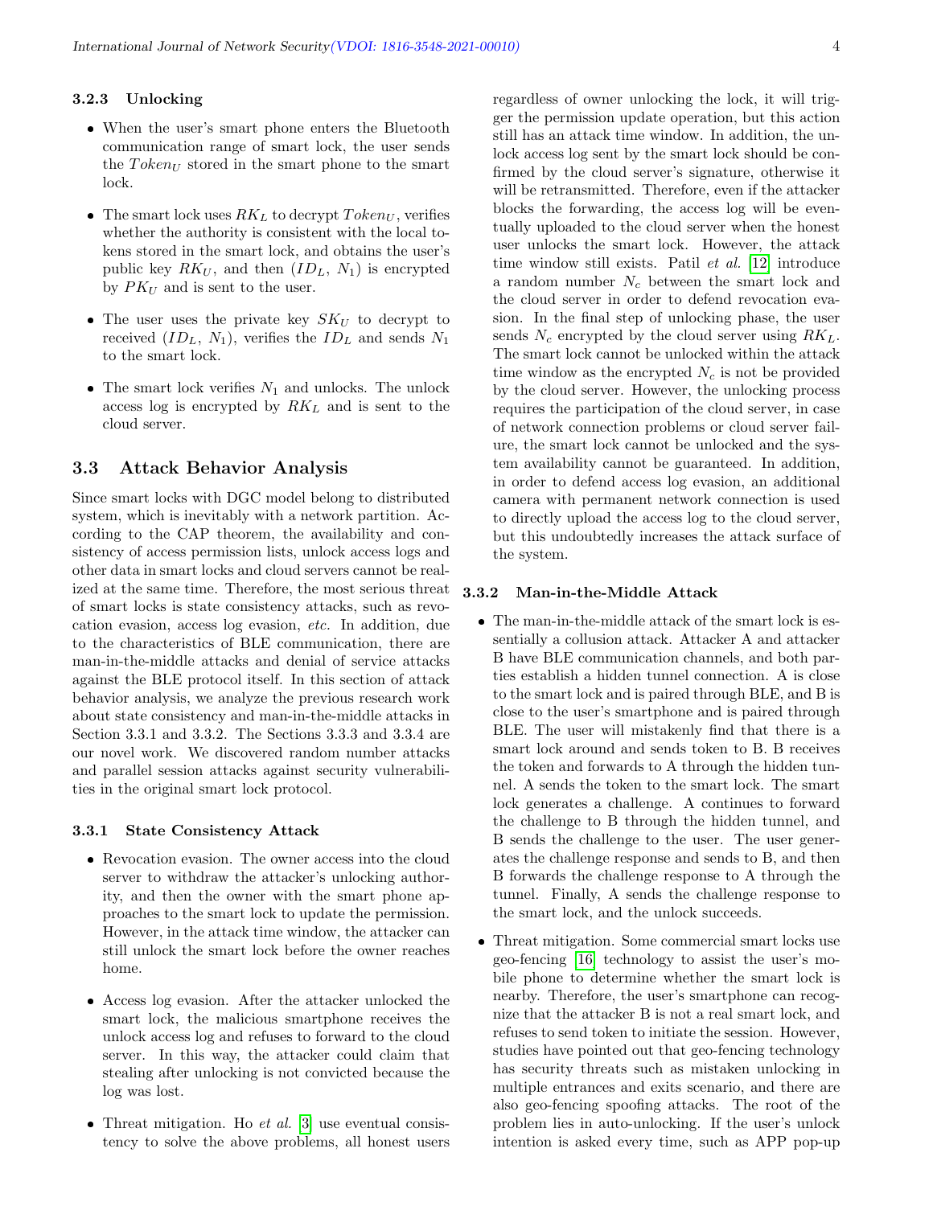#### 3.2.3 Unlocking

- When the user's smart phone enters the Bluetooth communication range of smart lock, the user sends the $Token_U$ stored in the smart phone to the smart lock.
- The smart lock uses $RK_L$ to decrypt $Token_U$, verifies whether the authority is consistent with the local tokens stored in the smart lock, and obtains the user's public key $RK_U$, and then ($ID_L$, $N_1$) is encrypted by $PK_U$ and is sent to the user.
- The user uses the private key $SK_U$ to decrypt to received ($ID_L$, $N_1$), verifies the $ID_L$ and sends $N_1$ to the smart lock.
- The smart lock verifies $N_1$ and unlocks. The unlock access log is encrypted by $RK_L$ and is sent to the cloud server.

### 3.3 Attack Behavior Analysis

Since smart locks with DGC model belong to distributed system, which is inevitably with a network partition. According to the CAP theorem, the availability and consistency of access permission lists, unlock access logs and other data in smart locks and cloud servers cannot be realized at the same time. Therefore, the most serious threat of smart locks is state consistency attacks, such as revocation evasion, access log evasion, *etc.* In addition, due to the characteristics of BLE communication, there are man-in-the-middle attacks and denial of service attacks against the BLE protocol itself. In this section of attack behavior analysis, we analyze the previous research work about state consistency and man-in-the-middle attacks in Section 3.3.1 and 3.3.2. The Sections 3.3.3 and 3.3.4 are our novel work. We discovered random number attacks and parallel session attacks against security vulnerabilities in the original smart lock protocol.

#### 3.3.1 State Consistency Attack

- Revocation evasion. The owner access into the cloud server to withdraw the attacker's unlocking authority, and then the owner with the smart phone approaches to the smart lock to update the permission. However, in the attack time window, the attacker can still unlock the smart lock before the owner reaches home.
- Access log evasion. After the attacker unlocked the smart lock, the malicious smartphone receives the unlock access log and refuses to forward to the cloud server. In this way, the attacker could claim that stealing after unlocking is not convicted because the log was lost.
- Threat mitigation. Ho *et al.* [3] use eventual consistency to solve the above problems, all honest users regardless of owner unlocking the lock, it will trigger the permission update operation, but this action still has an attack time window. In addition, the unlock access log sent by the smart lock should be confirmed by the cloud server's signature, otherwise it will be retransmitted. Therefore, even if the attacker blocks the forwarding, the access log will be eventually uploaded to the cloud server when the honest user unlocks the smart lock. However, the attack time window still exists. Patil *et al.* [12] introduce a random number $N_c$ between the smart lock and the cloud server in order to defend revocation evasion. In the final step of unlocking phase, the user sends $N_c$ encrypted by the cloud server using $RK_L$. The smart lock cannot be unlocked within the attack time window as the encrypted $N_c$ is not be provided by the cloud server. However, the unlocking process requires the participation of the cloud server, in case of network connection problems or cloud server failure, the smart lock cannot be unlocked and the system availability cannot be guaranteed. In addition, in order to defend access log evasion, an additional camera with permanent network connection is used to directly upload the access log to the cloud server, but this undoubtedly increases the attack surface of the system.

#### 3.3.2 Man-in-the-Middle Attack

- The man-in-the-middle attack of the smart lock is essentially a collusion attack. Attacker A and attacker B have BLE communication channels, and both parties establish a hidden tunnel connection. A is close to the smart lock and is paired through BLE, and B is close to the user's smartphone and is paired through BLE. The user will mistakenly find that there is a smart lock around and sends token to B. B receives the token and forwards to A through the hidden tunnel. A sends the token to the smart lock. The smart lock generates a challenge. A continues to forward the challenge to B through the hidden tunnel, and B sends the challenge to the user. The user generates the challenge response and sends to B, and then B forwards the challenge response to A through the tunnel. Finally, A sends the challenge response to the smart lock, and the unlock succeeds.
- Threat mitigation. Some commercial smart locks use geo-fencing [16] technology to assist the user's mobile phone to determine whether the smart lock is nearby. Therefore, the user's smartphone can recognize that the attacker B is not a real smart lock, and refuses to send token to initiate the session. However, studies have pointed out that geo-fencing technology has security threats such as mistaken unlocking in multiple entrances and exits scenario, and there are also geo-fencing spoofing attacks. The root of the problem lies in auto-unlocking. If the user's unlock intention is asked every time, such as APP pop-up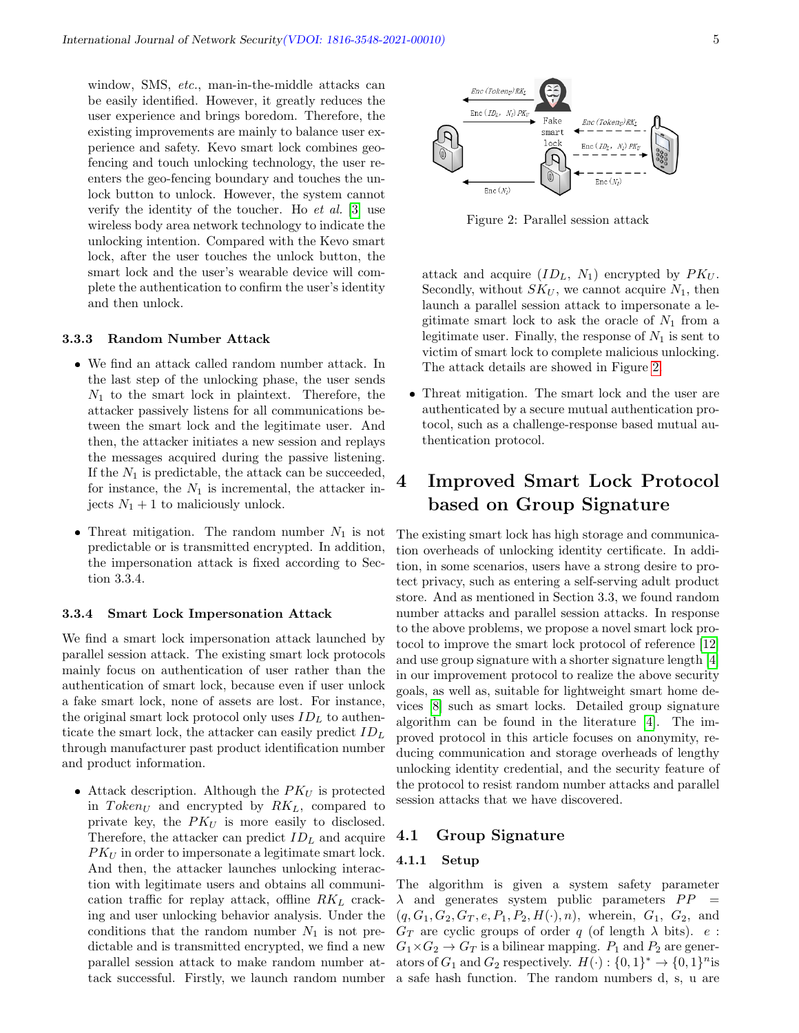window, SMS, *etc.*, man-in-the-middle attacks can be easily identified. However, it greatly reduces the user experience and brings boredom. Therefore, the existing improvements are mainly to balance user experience and safety. Kevo smart lock combines geo-fencing and touch unlocking technology, the user reenters the geo-fencing boundary and touches the unlock button to unlock. However, the system cannot verify the identity of the toucher. Ho *et al.* [3] use wireless body area network technology to indicate the unlocking intention. Compared with the Kevo smart lock, after the user touches the unlock button, the smart lock and the user's wearable device will complete the authentication to confirm the user's identity and then unlock.

#### 3.3.3 Random Number Attack

- We find an attack called random number attack. In the last step of the unlocking phase, the user sends $N_1$ to the smart lock in plaintext. Therefore, the attacker passively listens for all communications between the smart lock and the legitimate user. And then, the attacker initiates a new session and replays the messages acquired during the passive listening. If the $N_1$ is predictable, the attack can be succeeded, for instance, the $N_1$ is incremental, the attacker injects $N_1 + 1$ to maliciously unlock.

- Threat mitigation. The random number $N_1$ is not predictable or is transmitted encrypted. In addition, the impersonation attack is fixed according to Section 3.3.4.

#### 3.3.4 Smart Lock Impersonation Attack

We find a smart lock impersonation attack launched by parallel session attack. The existing smart lock protocols mainly focus on authentication of user rather than the authentication of smart lock, because even if user unlock a fake smart lock, none of assets are lost. For instance, the original smart lock protocol only uses $ID_L$ to authenticate the smart lock, the attacker can easily predict $ID_L$ through manufacturer past product identification number and product information.

- Attack description. Although the $PK_U$ is protected in $Token_U$ and encrypted by $RK_L$, compared to private key, the $PK_U$ is more easily to disclosed. Therefore, the attacker can predict $ID_L$ and acquire $PK_U$ in order to impersonate a legitimate smart lock. And then, the attacker launches unlocking interaction with legitimate users and obtains all communication traffic for replay attack, offline $RK_L$ cracking and user unlocking behavior analysis. Under the conditions that the random number $N_1$ is not predictable and is transmitted encrypted, we find a new parallel session attack to make random number attack successful. Firstly, we launch random number attack and acquire ($ID_L$, $N_1$) encrypted by $PK_U$. Secondly, without $SK_U$, we cannot acquire $N_1$, then launch a parallel session attack to impersonate a legitimate smart lock to ask the oracle of $N_1$ from a legitimate user. Finally, the response of $N_1$ is sent to victim of smart lock to complete malicious unlocking. The attack details are showed in Figure 2.

Figure 2: Parallel session attack

- Threat mitigation. The smart lock and the user are authenticated by a secure mutual authentication protocol, such as a challenge-response based mutual authentication protocol.

## 4 Improved Smart Lock Protocol based on Group Signature

The existing smart lock has high storage and communication overheads of unlocking identity certificate. In addition, in some scenarios, users have a strong desire to protect privacy, such as entering a self-serving adult product store. And as mentioned in Section 3.3, we found random number attacks and parallel session attacks. In response to the above problems, we propose a novel smart lock protocol to improve the smart lock protocol of reference [12] and use group signature with a shorter signature length [4] in our improvement protocol to realize the above security goals, as well as, suitable for lightweight smart home devices [8] such as smart locks. Detailed group signature algorithm can be found in the literature [4]. The improved protocol in this article focuses on anonymity, reducing communication and storage overheads of lengthy unlocking identity credential, and the security feature of the protocol to resist random number attacks and parallel session attacks that we have discovered.

### 4.1 Group Signature

#### 4.1.1 Setup

The algorithm is given a system safety parameter $\lambda$ and generates system public parameters $PP = (q, G_1, G_2, G_T, e, P_1, P_2, H(\cdot), n)$, wherein, $G_1$, $G_2$, and $G_T$ are cyclic groups of order $q$ (of length $\lambda$ bits). $e : G_1 \times G_2 \rightarrow G_T$ is a bilinear mapping. $P_1$ and $P_2$ are generators of $G_1$ and $G_2$ respectively. $H(\cdot) : \{0, 1\}^* \rightarrow \{0, 1\}^n$is a safe hash function. The random numbers d, s, u are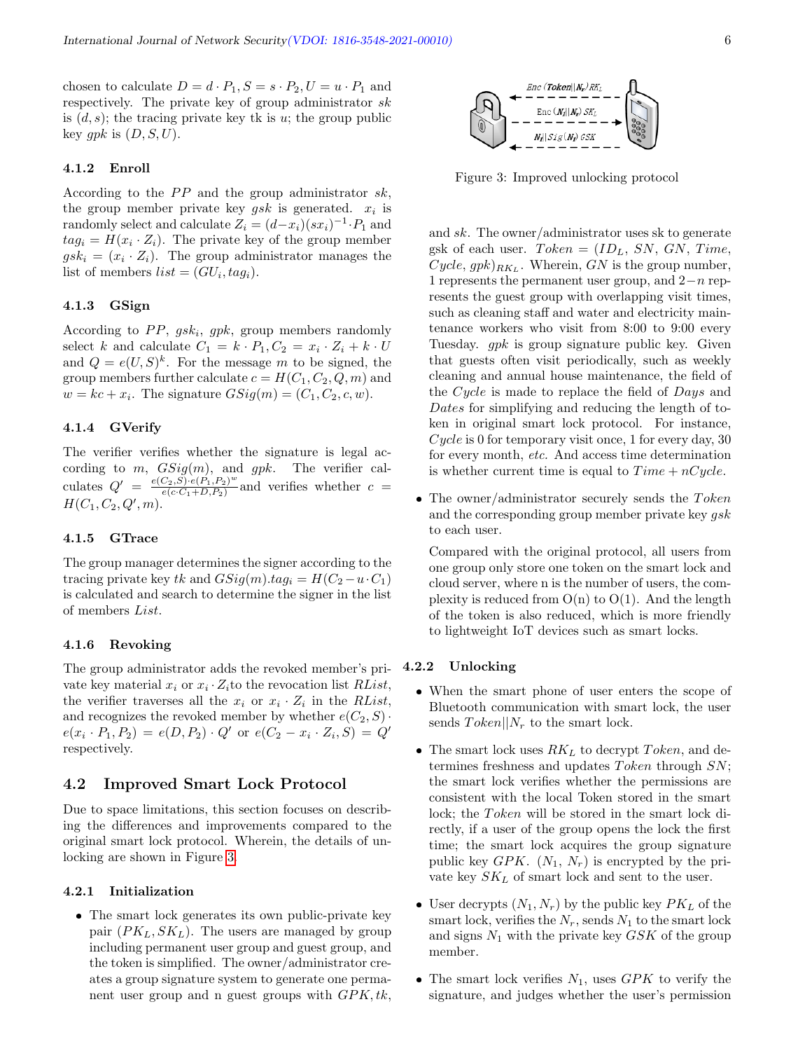chosen to calculate $D = d \cdot P_1, S = s \cdot P_2, U = u \cdot P_1$ and respectively. The private key of group administrator $sk$ is $(d, s)$; the tracing private key tk is $u$; the group public key $gpk$ is $(D, S, U)$.

#### 4.1.2 Enroll

According to the $PP$ and the group administrator $sk$, the group member private key $gsk$ is generated. $x_i$ is randomly select and calculate $Z_i = (d - x_i)(sx_i)^{-1} \cdot P_1$ and $tag_i = H(x_i \cdot Z_i)$. The private key of the group member $gsk_i = (x_i \cdot Z_i)$. The group administrator manages the list of members $list = (GU_i, tag_i)$.

#### 4.1.3 GSign

According to $PP$, $gsk_i$, $gpk$, group members randomly select $k$ and calculate $C_1 = k \cdot P_1, C_2 = x_i \cdot Z_i + k \cdot U$ and $Q = e(U, S)^k$. For the message $m$ to be signed, the group members further calculate $c = H(C_1, C_2, Q, m)$ and $w = kc + x_i$. The signature $GSig(m) = (C_1, C_2, c, w)$.

#### 4.1.4 GVerify

The verifier verifies whether the signature is legal according to $m$, $GSig(m)$, and $gpk$. The verifier calculates $Q' = \frac{e(C_2, S) \cdot e(P_1, P_2)^w}{e(c \cdot C_1 + D, P_2)}$ and verifies whether $c = H(C_1, C_2, Q', m)$.

#### 4.1.5 GTrace

The group manager determines the signer according to the tracing private key $tk$ and $GSig(m).tag_i = H(C_2 - u \cdot C_1)$ is calculated and search to determine the signer in the list of members $List$.

#### 4.1.6 Revoking

The group administrator adds the revoked member's private key material $x_i$ or $x_i \cdot Z_i$to the revocation list $RList$, the verifier traverses all the $x_i$ or $x_i \cdot Z_i$ in the $RList$, and recognizes the revoked member by whether $e(C_2, S) \cdot e(x_i \cdot P_1, P_2) = e(D, P_2) \cdot Q'$ or $e(C_2 - x_i \cdot Z_i, S) = Q'$ respectively.

### 4.2 Improved Smart Lock Protocol

Due to space limitations, this section focuses on describing the differences and improvements compared to the original smart lock protocol. Wherein, the details of unlocking are shown in Figure 3.

#### 4.2.1 Initialization

- The smart lock generates its own public-private key pair $(PK_L, SK_L)$. The users are managed by group including permanent user group and guest group, and the token is simplified. The owner/administrator creates a group signature system to generate one permanent user group and n guest groups with $GPK, tk$, and $sk$. The owner/administrator uses sk to generate gsk of each user. $Token = (ID_L, SN, GN, Time, Cycle, gpk)_{RK_L}$. Wherein, $GN$ is the group number, 1 represents the permanent user group, and $2-n$ represents the guest group with overlapping visit times, such as cleaning staff and water and electricity maintenance workers who visit from 8:00 to 9:00 every Tuesday. $gpk$ is group signature public key. Given that guests often visit periodically, such as weekly cleaning and annual house maintenance, the field of the $Cycle$ is made to replace the field of $Days$ and $Dates$ for simplifying and reducing the length of token in original smart lock protocol. For instance, $Cycle$ is 0 for temporary visit once, 1 for every day, 30 for every month, *etc.* And access time determination is whether current time is equal to $Time + nCycle$.

- The owner/administrator securely sends the $Token$ and the corresponding group member private key $gsk$ to each user.

  Compared with the original protocol, all users from one group only store one token on the smart lock and cloud server, where n is the number of users, the complexity is reduced from O(n) to O(1). And the length of the token is also reduced, which is more friendly to lightweight IoT devices such as smart locks.

Figure 3: Improved unlocking protocol

#### 4.2.2 Unlocking

- When the smart phone of user enters the scope of Bluetooth communication with smart lock, the user sends $Token||N_r$ to the smart lock.

- The smart lock uses $RK_L$ to decrypt $Token$, and determines freshness and updates $Token$ through $SN$; the smart lock verifies whether the permissions are consistent with the local Token stored in the smart lock; the $Token$ will be stored in the smart lock directly, if a user of the group opens the lock the first time; the smart lock acquires the group signature public key $GPK$. $(N_1, N_r)$ is encrypted by the private key $SK_L$ of smart lock and sent to the user.

- User decrypts $(N_1, N_r)$ by the public key $PK_L$ of the smart lock, verifies the $N_r$, sends $N_1$ to the smart lock and signs $N_1$ with the private key $GSK$ of the group member.

- The smart lock verifies $N_1$, uses $GPK$ to verify the signature, and judges whether the user's permission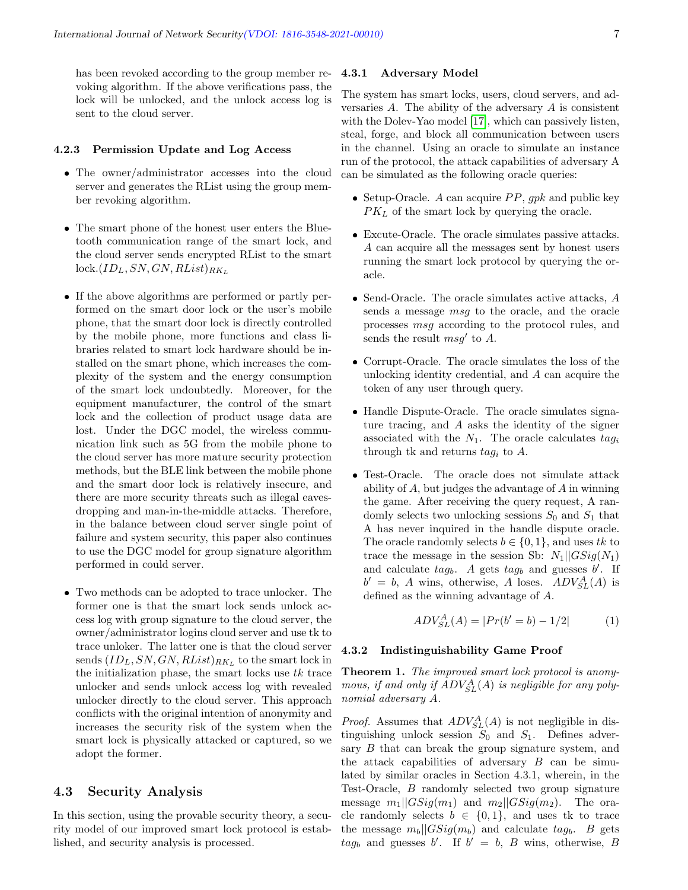has been revoked according to the group member revoking algorithm. If the above verifications pass, the lock will be unlocked, and the unlock access log is sent to the cloud server.

#### 4.2.3 Permission Update and Log Access

- The owner/administrator accesses into the cloud server and generates the RList using the group member revoking algorithm.
- The smart phone of the honest user enters the Bluetooth communication range of the smart lock, and the cloud server sends encrypted RList to the smart lock.$(ID_L, SN, GN, RList)_{RK_L}$
- If the above algorithms are performed or partly performed on the smart door lock or the user's mobile phone, that the smart door lock is directly controlled by the mobile phone, more functions and class libraries related to smart lock hardware should be installed on the smart phone, which increases the complexity of the system and the energy consumption of the smart lock undoubtedly. Moreover, for the equipment manufacturer, the control of the smart lock and the collection of product usage data are lost. Under the DGC model, the wireless communication link such as 5G from the mobile phone to the cloud server has more mature security protection methods, but the BLE link between the mobile phone and the smart door lock is relatively insecure, and there are more security threats such as illegal eavesdropping and man-in-the-middle attacks. Therefore, in the balance between cloud server single point of failure and system security, this paper also continues to use the DGC model for group signature algorithm performed in could server.
- Two methods can be adopted to trace unlocker. The former one is that the smart lock sends unlock access log with group signature to the cloud server, the owner/administrator logins cloud server and use tk to trace unloker. The latter one is that the cloud server sends $(ID_L, SN, GN, RList)_{RK_L}$ to the smart lock in the initialization phase, the smart locks use $tk$ trace unlocker and sends unlock access log with revealed unlocker directly to the cloud server. This approach conflicts with the original intention of anonymity and increases the security risk of the system when the smart lock is physically attacked or captured, so we adopt the former.

### 4.3 Security Analysis

In this section, using the provable security theory, a security model of our improved smart lock protocol is established, and security analysis is processed.

#### 4.3.1 Adversary Model

The system has smart locks, users, cloud servers, and adversaries $A$. The ability of the adversary $A$ is consistent with the Dolev-Yao model [17], which can passively listen, steal, forge, and block all communication between users in the channel. Using an oracle to simulate an instance run of the protocol, the attack capabilities of adversary A can be simulated as the following oracle queries:

- Setup-Oracle. $A$ can acquire $PP$, $gpk$ and public key $PK_L$ of the smart lock by querying the oracle.
- Excute-Oracle. The oracle simulates passive attacks. $A$ can acquire all the messages sent by honest users running the smart lock protocol by querying the oracle.
- Send-Oracle. The oracle simulates active attacks, $A$ sends a message $msg$ to the oracle, and the oracle processes $msg$ according to the protocol rules, and sends the result $msg'$ to $A$.
- Corrupt-Oracle. The oracle simulates the loss of the unlocking identity credential, and $A$ can acquire the token of any user through query.
- Handle Dispute-Oracle. The oracle simulates signature tracing, and $A$ asks the identity of the signer associated with the $N_1$. The oracle calculates $tag_i$ through tk and returns $tag_i$ to $A$.
- Test-Oracle. The oracle does not simulate attack ability of $A$, but judges the advantage of $A$ in winning the game. After receiving the query request, A randomly selects two unlocking sessions $S_0$ and $S_1$ that A has never inquired in the handle dispute oracle. The oracle randomly selects $b \in \{0, 1\}$, and uses $tk$ to trace the message in the session Sb: $N_1||GSig(N_1)$ and calculate $tag_b$. $A$ gets $tag_b$ and guesses $b'$. If $b' = b$, $A$ wins, otherwise, $A$ loses. $ADV_{SL}^{A}(A)$ is defined as the winning advantage of $A$.

$$ADV_{SL}^{A}(A) = |Pr(b' = b) - 1/2| \tag{1}$$

#### 4.3.2 Indistinguishability Game Proof

**Theorem 1.** *The improved smart lock protocol is anonymous, if and only if $ADV_{SL}^{A}(A)$ is negligible for any polynomial adversary A.*

*Proof.* Assumes that $ADV_{SL}^{A}(A)$ is not negligible in distinguishing unlock session $S_0$ and $S_1$. Defines adversary $B$ that can break the group signature system, and the attack capabilities of adversary $B$ can be simulated by similar oracles in Section 4.3.1, wherein, in the Test-Oracle, $B$ randomly selected two group signature message $m_1||GSig(m_1)$ and $m_2||GSig(m_2)$. The oracle randomly selects $b \in \{0, 1\}$, and uses tk to trace the message $m_b||GSig(m_b)$ and calculate $tag_b$. $B$ gets $tag_b$ and guesses $b'$. If $b' = b$, $B$ wins, otherwise, $B$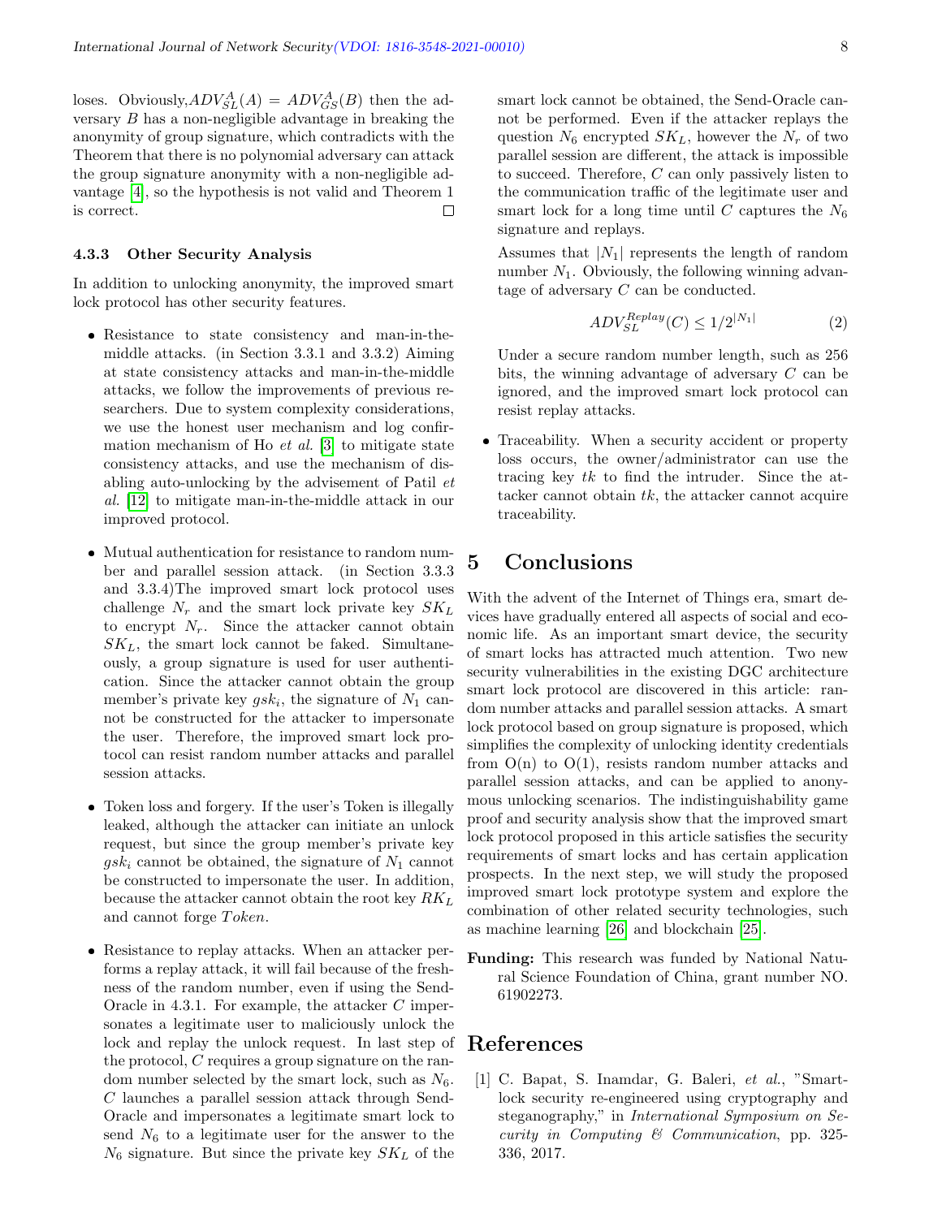loses. Obviously, $ADV_{SL}^{A}(A) = ADV_{GS}^{A}(B)$ then the adversary $B$ has a non-negligible advantage in breaking the anonymity of group signature, which contradicts with the Theorem that there is no polynomial adversary can attack the group signature anonymity with a non-negligible advantage [4], so the hypothesis is not valid and Theorem 1 is correct. □

#### 4.3.3 Other Security Analysis

In addition to unlocking anonymity, the improved smart lock protocol has other security features.

- Resistance to state consistency and man-in-the-middle attacks. (in Section 3.3.1 and 3.3.2) Aiming at state consistency attacks and man-in-the-middle attacks, we follow the improvements of previous researchers. Due to system complexity considerations, we use the honest user mechanism and log confirmation mechanism of Ho *et al.* [3] to mitigate state consistency attacks, and use the mechanism of disabling auto-unlocking by the advisement of Patil *et al.* [12] to mitigate man-in-the-middle attack in our improved protocol.

- Mutual authentication for resistance to random number and parallel session attack. (in Section 3.3.3 and 3.3.4)The improved smart lock protocol uses challenge $N_r$ and the smart lock private key $SK_L$ to encrypt $N_r$. Since the attacker cannot obtain $SK_L$, the smart lock cannot be faked. Simultaneously, a group signature is used for user authentication. Since the attacker cannot obtain the group member's private key $gsk_i$, the signature of $N_1$ cannot be constructed for the attacker to impersonate the user. Therefore, the improved smart lock protocol can resist random number attacks and parallel session attacks.

- Token loss and forgery. If the user's Token is illegally leaked, although the attacker can initiate an unlock request, but since the group member's private key $gsk_i$ cannot be obtained, the signature of $N_1$ cannot be constructed to impersonate the user. In addition, because the attacker cannot obtain the root key $RK_L$ and cannot forge $Token$.

- Resistance to replay attacks. When an attacker performs a replay attack, it will fail because of the freshness of the random number, even if using the Send-Oracle in 4.3.1. For example, the attacker $C$ impersonates a legitimate user to maliciously unlock the lock and replay the unlock request. In last step of the protocol, $C$ requires a group signature on the random number selected by the smart lock, such as $N_6$. $C$ launches a parallel session attack through Send-Oracle and impersonates a legitimate smart lock to send $N_6$ to a legitimate user for the answer to the $N_6$ signature. But since the private key $SK_L$ of the smart lock cannot be obtained, the Send-Oracle cannot be performed. Even if the attacker replays the question $N_6$ encrypted $SK_L$, however the $N_r$ of two parallel session are different, the attack is impossible to succeed. Therefore, $C$ can only passively listen to the communication traffic of the legitimate user and smart lock for a long time until $C$ captures the $N_6$ signature and replays.

  Assumes that $|N_1|$ represents the length of random number $N_1$. Obviously, the following winning advantage of adversary $C$ can be conducted.

$$ADV_{SL}^{Replay}(C) \leq 1/2^{|N_1|} \tag{2}$$

  Under a secure random number length, such as 256 bits, the winning advantage of adversary $C$ can be ignored, and the improved smart lock protocol can resist replay attacks.

- Traceability. When a security accident or property loss occurs, the owner/administrator can use the tracing key $tk$ to find the intruder. Since the attacker cannot obtain $tk$, the attacker cannot acquire traceability.

## 5 Conclusions

With the advent of the Internet of Things era, smart devices have gradually entered all aspects of social and economic life. As an important smart device, the security of smart locks has attracted much attention. Two new security vulnerabilities in the existing DGC architecture smart lock protocol are discovered in this article: random number attacks and parallel session attacks. A smart lock protocol based on group signature is proposed, which simplifies the complexity of unlocking identity credentials from O(n) to O(1), resists random number attacks and parallel session attacks, and can be applied to anonymous unlocking scenarios. The indistinguishability game proof and security analysis show that the improved smart lock protocol proposed in this article satisfies the security requirements of smart locks and has certain application prospects. In the next step, we will study the proposed improved smart lock prototype system and explore the combination of other related security technologies, such as machine learning [26] and blockchain [25].

**Funding:** This research was funded by National Natural Science Foundation of China, grant number NO. 61902273.

## References

[1] C. Bapat, S. Inamdar, G. Baleri, *et al.*, "Smart-lock security re-engineered using cryptography and steganography," in *International Symposium on Security in Computing & Communication*, pp. 325-336, 2017.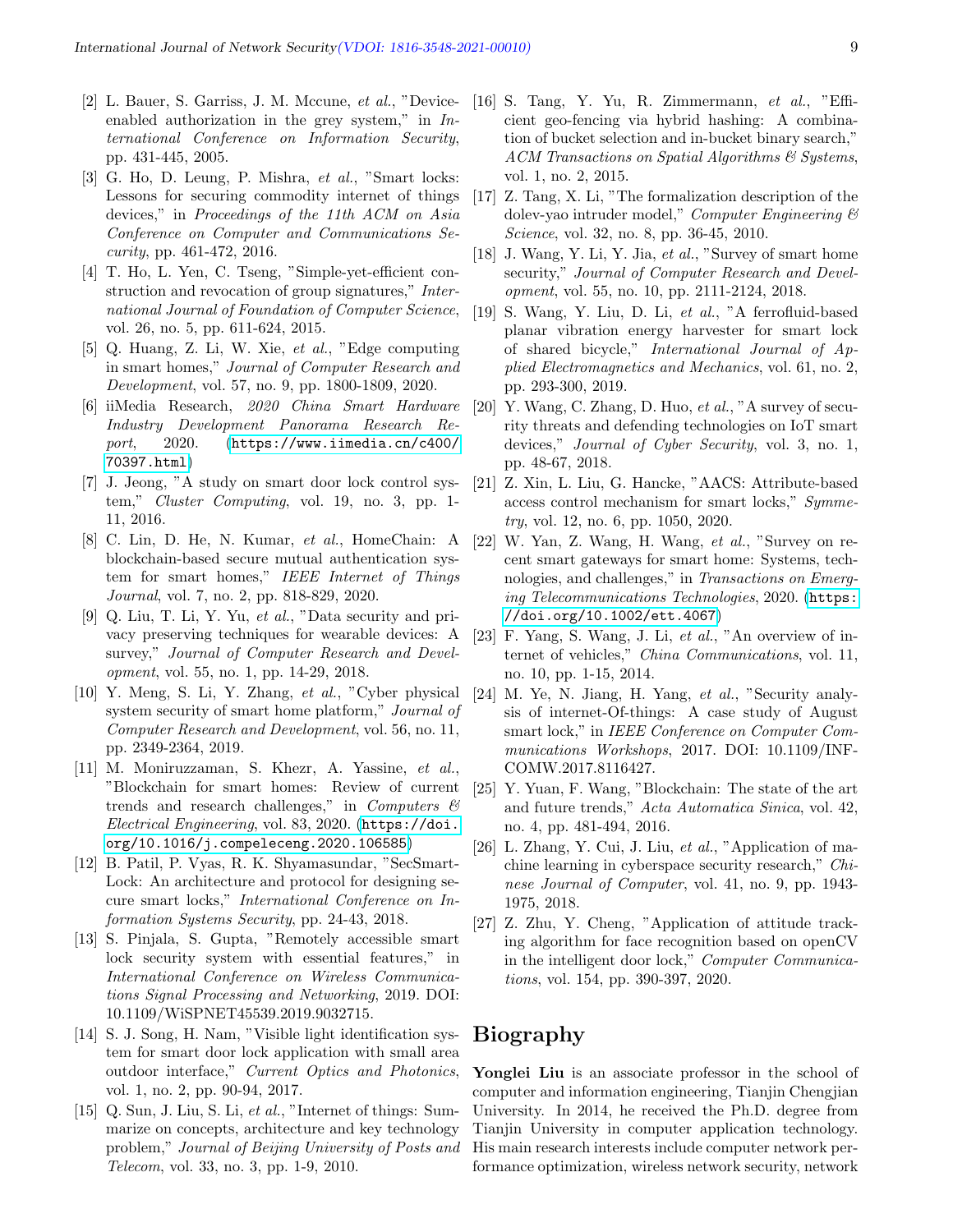[2] L. Bauer, S. Garriss, J. M. Mccune, *et al.*, "Device-enabled authorization in the grey system," in *International Conference on Information Security*, pp. 431-445, 2005.

[3] G. Ho, D. Leung, P. Mishra, *et al.*, "Smart locks: Lessons for securing commodity internet of things devices," in *Proceedings of the 11th ACM on Asia Conference on Computer and Communications Security*, pp. 461-472, 2016.

[4] T. Ho, L. Yen, C. Tseng, "Simple-yet-efficient construction and revocation of group signatures," *International Journal of Foundation of Computer Science*, vol. 26, no. 5, pp. 611-624, 2015.

[5] Q. Huang, Z. Li, W. Xie, *et al.*, "Edge computing in smart homes," *Journal of Computer Research and Development*, vol. 57, no. 9, pp. 1800-1809, 2020.

[6] iiMedia Research, *2020 China Smart Hardware Industry Development Panorama Research Report*, 2020. (https://www.iimedia.cn/c400/70397.html)

[7] J. Jeong, "A study on smart door lock control system," *Cluster Computing*, vol. 19, no. 3, pp. 1-11, 2016.

[8] C. Lin, D. He, N. Kumar, *et al.*, HomeChain: A blockchain-based secure mutual authentication system for smart homes," *IEEE Internet of Things Journal*, vol. 7, no. 2, pp. 818-829, 2020.

[9] Q. Liu, T. Li, Y. Yu, *et al.*, "Data security and privacy preserving techniques for wearable devices: A survey," *Journal of Computer Research and Development*, vol. 55, no. 1, pp. 14-29, 2018.

[10] Y. Meng, S. Li, Y. Zhang, *et al.*, "Cyber physical system security of smart home platform," *Journal of Computer Research and Development*, vol. 56, no. 11, pp. 2349-2364, 2019.

[11] M. Moniruzzaman, S. Khezr, A. Yassine, *et al.*, "Blockchain for smart homes: Review of current trends and research challenges," in *Computers & Electrical Engineering*, vol. 83, 2020. (https://doi.org/10.1016/j.compeleceng.2020.106585)

[12] B. Patil, P. Vyas, R. K. Shyamasundar, "SecSmartLock: An architecture and protocol for designing secure smart locks," *International Conference on Information Systems Security*, pp. 24-43, 2018.

[13] S. Pinjala, S. Gupta, "Remotely accessible smart lock security system with essential features," in *International Conference on Wireless Communications Signal Processing and Networking*, 2019. DOI: 10.1109/WiSPNET45539.2019.9032715.

[14] S. J. Song, H. Nam, "Visible light identification system for smart door lock application with small area outdoor interface," *Current Optics and Photonics*, vol. 1, no. 2, pp. 90-94, 2017.

[15] Q. Sun, J. Liu, S. Li, *et al.*, "Internet of things: Summarize on concepts, architecture and key technology problem," *Journal of Beijing University of Posts and Telecom*, vol. 33, no. 3, pp. 1-9, 2010.

[16] S. Tang, Y. Yu, R. Zimmermann, *et al.*, "Efficient geo-fencing via hybrid hashing: A combination of bucket selection and in-bucket binary search," *ACM Transactions on Spatial Algorithms & Systems*, vol. 1, no. 2, 2015.

[17] Z. Tang, X. Li, "The formalization description of the dolev-yao intruder model," *Computer Engineering & Science*, vol. 32, no. 8, pp. 36-45, 2010.

[18] J. Wang, Y. Li, Y. Jia, *et al.*, "Survey of smart home security," *Journal of Computer Research and Development*, vol. 55, no. 10, pp. 2111-2124, 2018.

[19] S. Wang, Y. Liu, D. Li, *et al.*, "A ferrofluid-based planar vibration energy harvester for smart lock of shared bicycle," *International Journal of Applied Electromagnetics and Mechanics*, vol. 61, no. 2, pp. 293-300, 2019.

[20] Y. Wang, C. Zhang, D. Huo, *et al.*, "A survey of security threats and defending technologies on IoT smart devices," *Journal of Cyber Security*, vol. 3, no. 1, pp. 48-67, 2018.

[21] Z. Xin, L. Liu, G. Hancke, "AACS: Attribute-based access control mechanism for smart locks," *Symmetry*, vol. 12, no. 6, pp. 1050, 2020.

[22] W. Yan, Z. Wang, H. Wang, *et al.*, "Survey on recent smart gateways for smart home: Systems, technologies, and challenges," in *Transactions on Emerging Telecommunications Technologies*, 2020. (https://doi.org/10.1002/ett.4067)

[23] F. Yang, S. Wang, J. Li, *et al.*, "An overview of internet of vehicles," *China Communications*, vol. 11, no. 10, pp. 1-15, 2014.

[24] M. Ye, N. Jiang, H. Yang, *et al.*, "Security analysis of internet-Of-things: A case study of August smart lock," in *IEEE Conference on Computer Communications Workshops*, 2017. DOI: 10.1109/INFCOMW.2017.8116427.

[25] Y. Yuan, F. Wang, "Blockchain: The state of the art and future trends," *Acta Automatica Sinica*, vol. 42, no. 4, pp. 481-494, 2016.

[26] L. Zhang, Y. Cui, J. Liu, *et al.*, "Application of machine learning in cyberspace security research," *Chinese Journal of Computer*, vol. 41, no. 9, pp. 1943-1975, 2018.

[27] Z. Zhu, Y. Cheng, "Application of attitude tracking algorithm for face recognition based on openCV in the intelligent door lock," *Computer Communications*, vol. 154, pp. 390-397, 2020.

# Biography

**Yonglei Liu** is an associate professor in the school of computer and information engineering, Tianjin Chengjian University. In 2014, he received the Ph.D. degree from Tianjin University in computer application technology. His main research interests include computer network performance optimization, wireless network security, network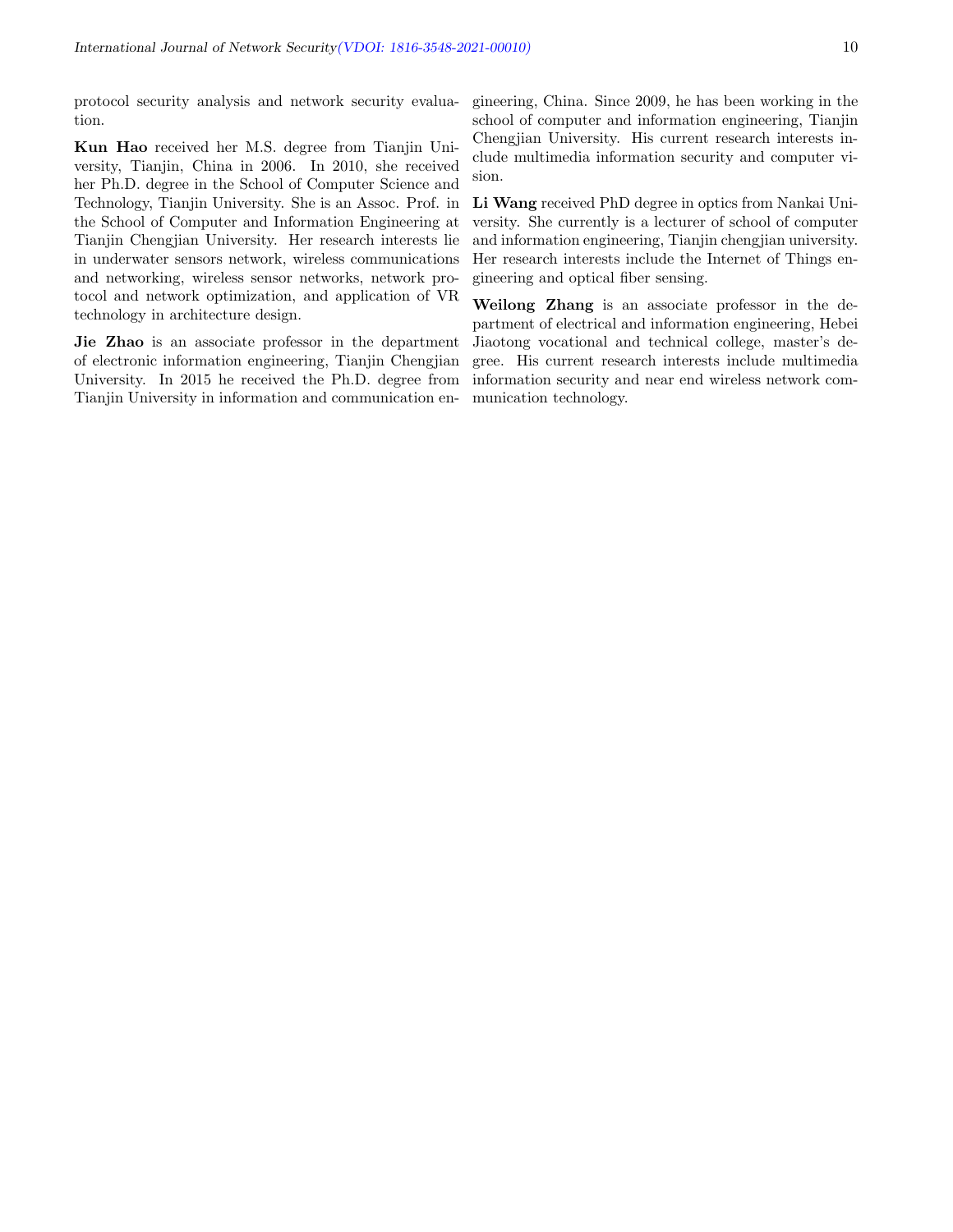protocol security analysis and network security evaluation.

**Kun Hao** received her M.S. degree from Tianjin University, Tianjin, China in 2006. In 2010, she received her Ph.D. degree in the School of Computer Science and Technology, Tianjin University. She is an Assoc. Prof. in the School of Computer and Information Engineering at Tianjin Chengjian University. Her research interests lie in underwater sensors network, wireless communications and networking, wireless sensor networks, network protocol and network optimization, and application of VR technology in architecture design.

**Jie Zhao** is an associate professor in the department of electronic information engineering, Tianjin Chengjian University. In 2015 he received the Ph.D. degree from Tianjin University in information and communication engineering, China. Since 2009, he has been working in the school of computer and information engineering, Tianjin Chengjian University. His current research interests include multimedia information security and computer vision.

**Li Wang** received PhD degree in optics from Nankai University. She currently is a lecturer of school of computer and information engineering, Tianjin chengjian university. Her research interests include the Internet of Things engineering and optical fiber sensing.

**Weilong Zhang** is an associate professor in the department of electrical and information engineering, Hebei Jiaotong vocational and technical college, master's degree. His current research interests include multimedia information security and near end wireless network communication technology.